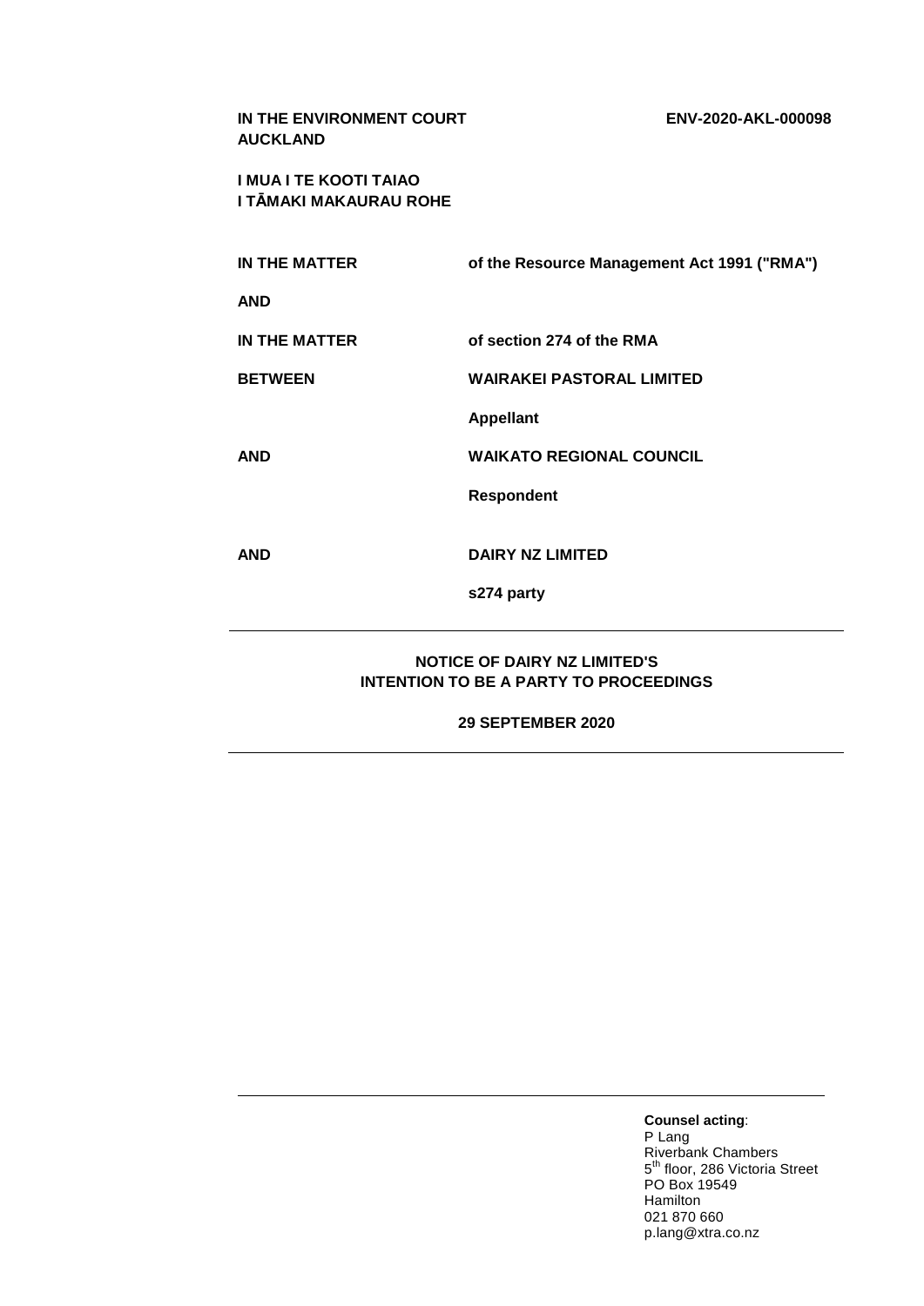**IN THE ENVIRONMENT COURT**
**AUCKLAND**

**ENV-2020-AKL-000098**

**I MUA I TE KOOTI TAIAO**
**I TĀMAKI MAKAURAU ROHE**

| | |
|---|---|
| **IN THE MATTER** | **of the Resource Management Act 1991 ("RMA")** |
| **AND** | |
| **IN THE MATTER** | **of section 274 of the RMA** |
| **BETWEEN** | **WAIRAKEI PASTORAL LIMITED** |
| | **Appellant** |
| **AND** | **WAIKATO REGIONAL COUNCIL** |
| | **Respondent** |
| **AND** | **DAIRY NZ LIMITED** |
| | **s274 party** |

---

**NOTICE OF DAIRY NZ LIMITED'S INTENTION TO BE A PARTY TO PROCEEDINGS**

**29 SEPTEMBER 2020**

---

**Counsel acting**:
P Lang
Riverbank Chambers
5th floor, 286 Victoria Street
PO Box 19549
Hamilton
021 870 660
p.lang@xtra.co.nz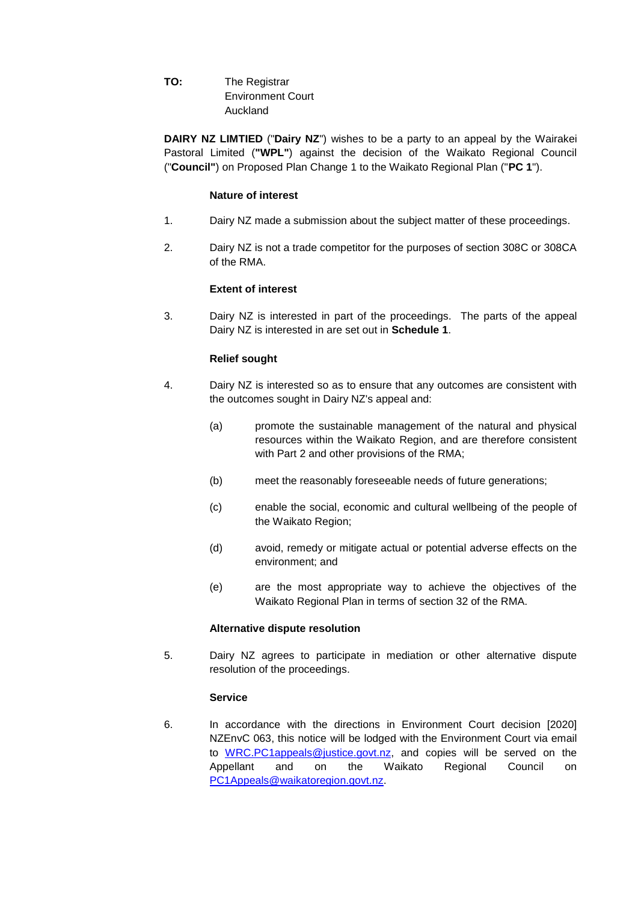**TO:** The Registrar
Environment Court
Auckland

**DAIRY NZ LIMTIED** ("**Dairy NZ**") wishes to be a party to an appeal by the Wairakei Pastoral Limited (**"WPL"**) against the decision of the Waikato Regional Council ("**Council"**) on Proposed Plan Change 1 to the Waikato Regional Plan ("**PC 1**").

**Nature of interest**

1. Dairy NZ made a submission about the subject matter of these proceedings.

2. Dairy NZ is not a trade competitor for the purposes of section 308C or 308CA of the RMA.

**Extent of interest**

3. Dairy NZ is interested in part of the proceedings. The parts of the appeal Dairy NZ is interested in are set out in **Schedule 1**.

**Relief sought**

4. Dairy NZ is interested so as to ensure that any outcomes are consistent with the outcomes sought in Dairy NZ's appeal and:

   (a) promote the sustainable management of the natural and physical resources within the Waikato Region, and are therefore consistent with Part 2 and other provisions of the RMA;

   (b) meet the reasonably foreseeable needs of future generations;

   (c) enable the social, economic and cultural wellbeing of the people of the Waikato Region;

   (d) avoid, remedy or mitigate actual or potential adverse effects on the environment; and

   (e) are the most appropriate way to achieve the objectives of the Waikato Regional Plan in terms of section 32 of the RMA.

**Alternative dispute resolution**

5. Dairy NZ agrees to participate in mediation or other alternative dispute resolution of the proceedings.

**Service**

6. In accordance with the directions in Environment Court decision [2020] NZEnvC 063, this notice will be lodged with the Environment Court via email to WRC.PC1appeals@justice.govt.nz, and copies will be served on the Appellant and on the Waikato Regional Council on PC1Appeals@waikatoregion.govt.nz.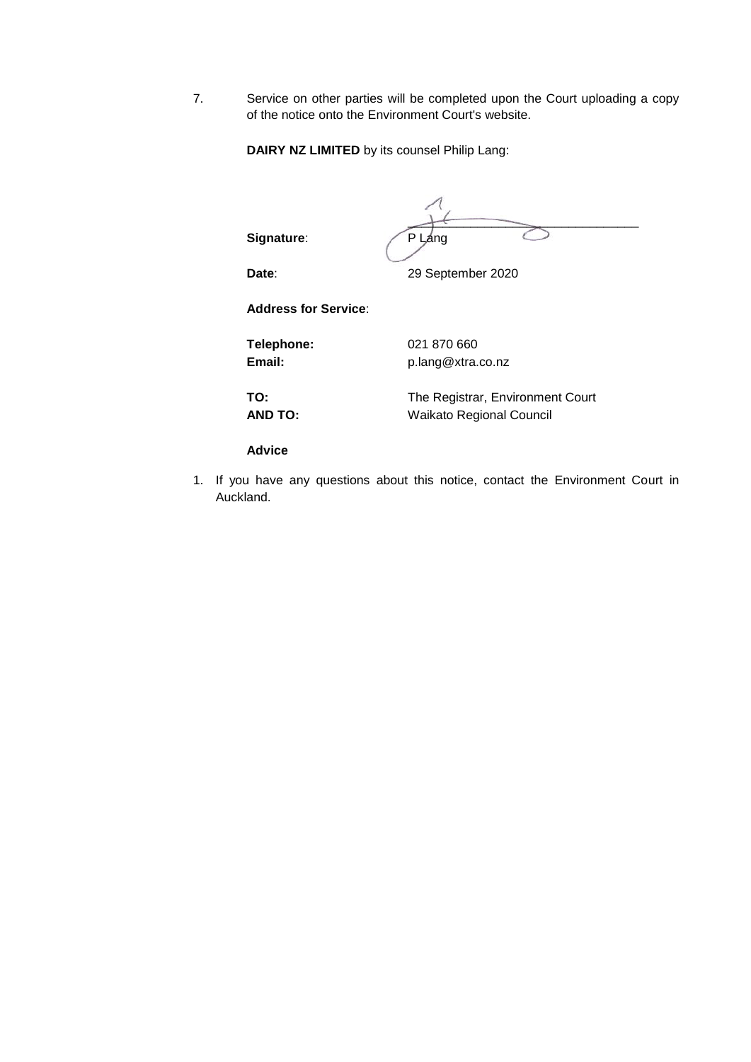7. Service on other parties will be completed upon the Court uploading a copy of the notice onto the Environment Court's website.

**DAIRY NZ LIMITED** by its counsel Philip Lang:

**Signature**: P Lang

**Date**: 29 September 2020

**Address for Service**:

**Telephone:** 021 870 660
**Email:** p.lang@xtra.co.nz

**TO:** The Registrar, Environment Court
**AND TO:** Waikato Regional Council

**Advice**

1. If you have any questions about this notice, contact the Environment Court in Auckland.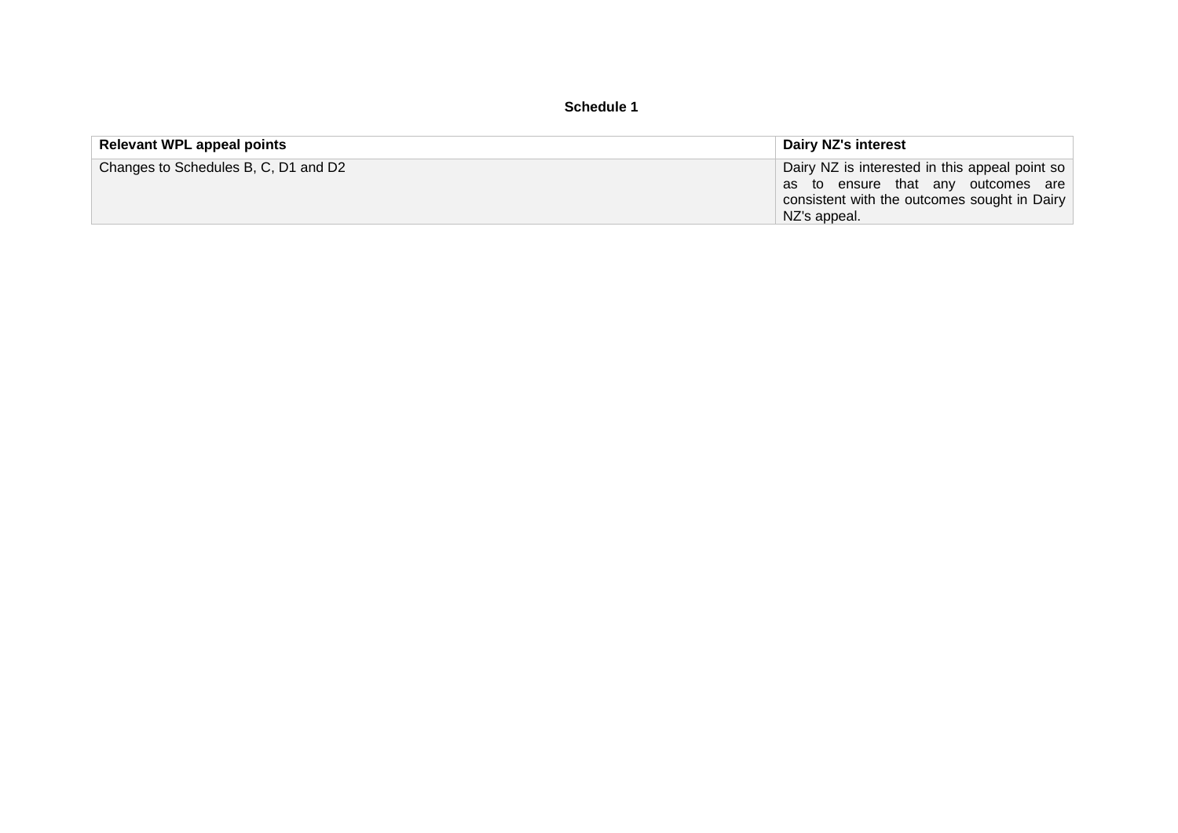**Schedule 1**

| Relevant WPL appeal points | Dairy NZ's interest |
| --- | --- |
| Changes to Schedules B, C, D1 and D2 | Dairy NZ is interested in this appeal point so as to ensure that any outcomes are consistent with the outcomes sought in Dairy NZ's appeal. |